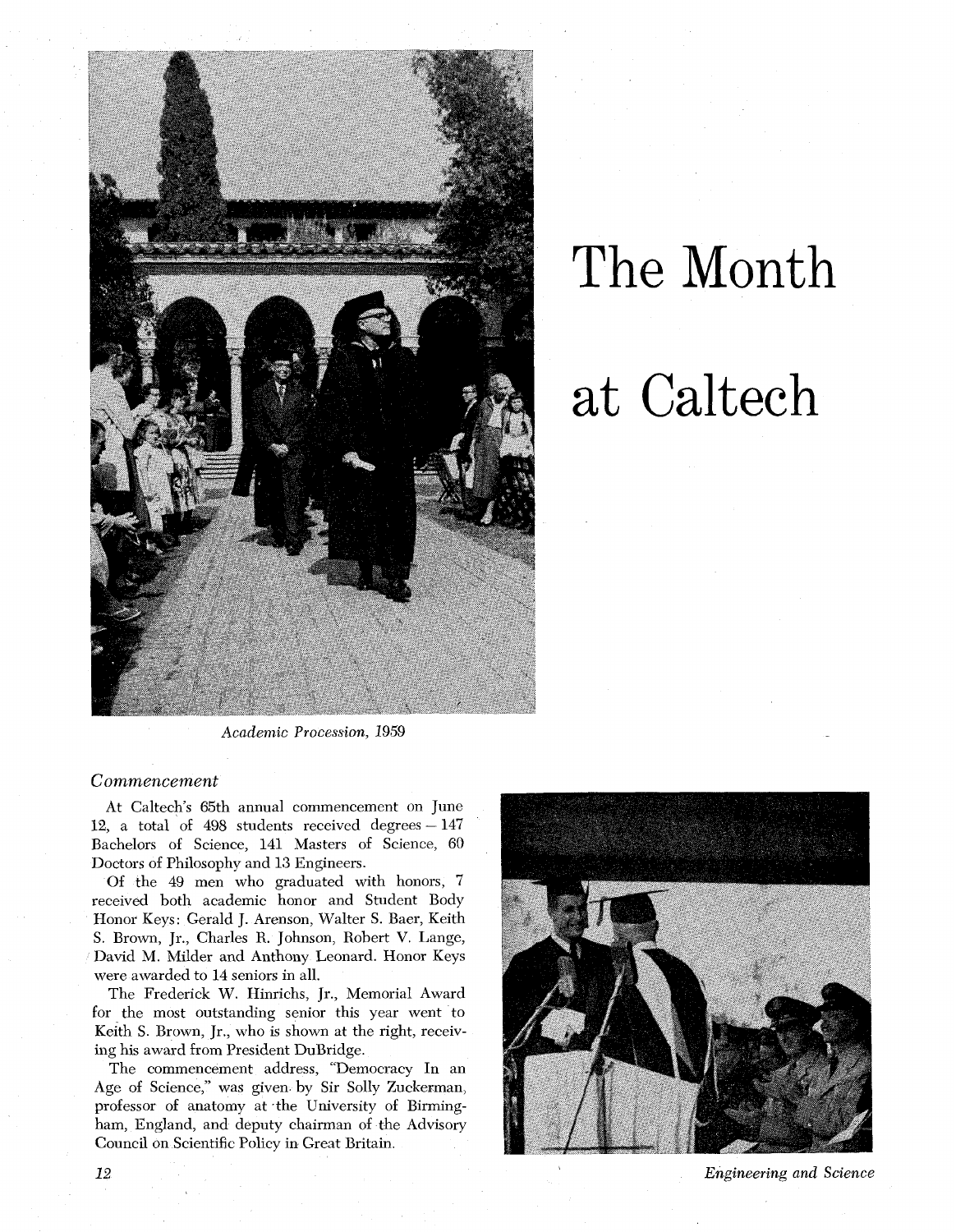# The Month at Caltech

*Academic Procession, 1959*

## *Commencement*

At Caltech's 65th annual commencement on June 12, a total of 498 students received degrees – 147 Bachelors of Science, 141 Masters of Science, 60 Doctors of Philosophy and 13 Engineers.

Of the 49 men who graduated with honors, 7 received both academic honor and Student Body Honor Keys: Gerald J. Arenson, Walter S. Baer, Keith S. Brown, Jr., Charles R. Johnson, Robert V. Lange, David M. Milder and Anthony Leonard. Honor Keys were awarded to 14 seniors in all.

The Frederick W. Hinrichs, Jr., Memorial Award for the most outstanding senior this year went to Keith S. Brown, Jr., who is shown at the right, receiving his award from President DuBridge.

The commencement address, "Democracy In an Age of Science," was given by Sir Solly Zuckerman, professor of anatomy at the University of Birmingham, England, and deputy chairman of the Advisory Council on Scientific Policy in Great Britain.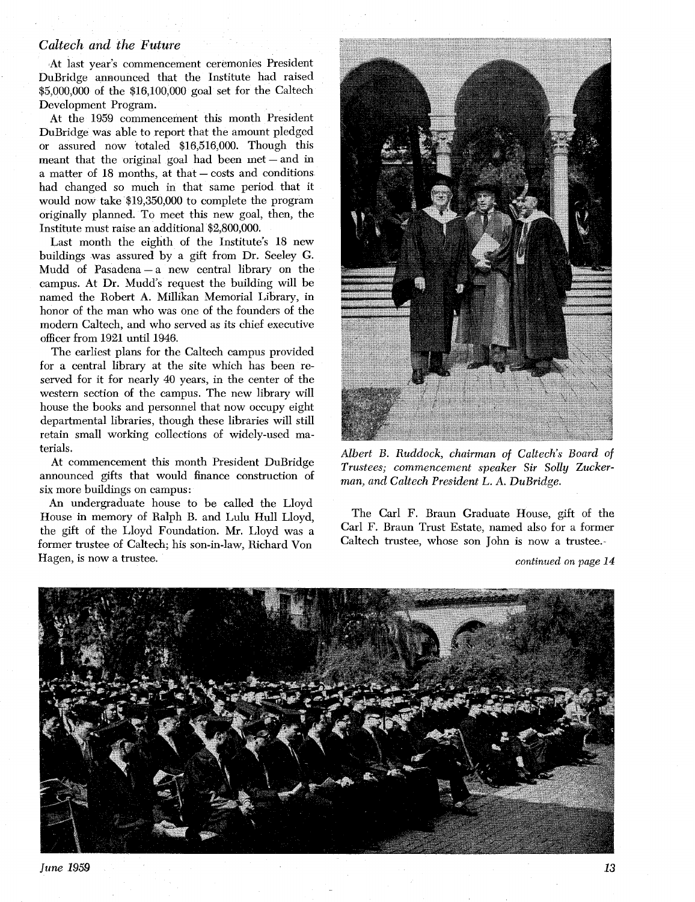## *Caltech and the Future*

At last year's commencement ceremonies President DuBridge announced that the Institute had raised $5,000,000 of the $16,100,000 goal set for the Caltech Development Program.

At the 1959 commencement this month President DuBridge was able to report that the amount pledged or assured now totaled $16,516,000. Though this meant that the original goal had been met — and in a matter of 18 months, at that — costs and conditions had changed so much in that same period that it would now take $19,350,000 to complete the program originally planned. To meet this new goal, then, the Institute must raise an additional $2,800,000.

Last month the eighth of the Institute's 18 new buildings was assured by a gift from Dr. Seeley G. Mudd of Pasadena — a new central library on the campus. At Dr. Mudd's request the building will be named the Robert A. Millikan Memorial Library, in honor of the man who was one of the founders of the modern Caltech, and who served as its chief executive officer from 1921 until 1946.

The earliest plans for the Caltech campus provided for a central library at the site which has been reserved for it for nearly 40 years, in the center of the western section of the campus. The new library will house the books and personnel that now occupy eight departmental libraries, though these libraries will still retain small working collections of widely-used materials.

At commencement this month President DuBridge announced gifts that would finance construction of six more buildings on campus:

An undergraduate house to be called the Lloyd House in memory of Ralph B. and Lulu Hull Lloyd, the gift of the Lloyd Foundation. Mr. Lloyd was a former trustee of Caltech; his son-in-law, Richard Von Hagen, is now a trustee.

*Albert B. Ruddock, chairman of Caltech's Board of Trustees; commencement speaker Sir Solly Zuckerman, and Caltech President L. A. DuBridge.*

The Carl F. Braun Graduate House, gift of the Carl F. Braun Trust Estate, named also for a former Caltech trustee, whose son John is now a trustee.

*continued on page 14*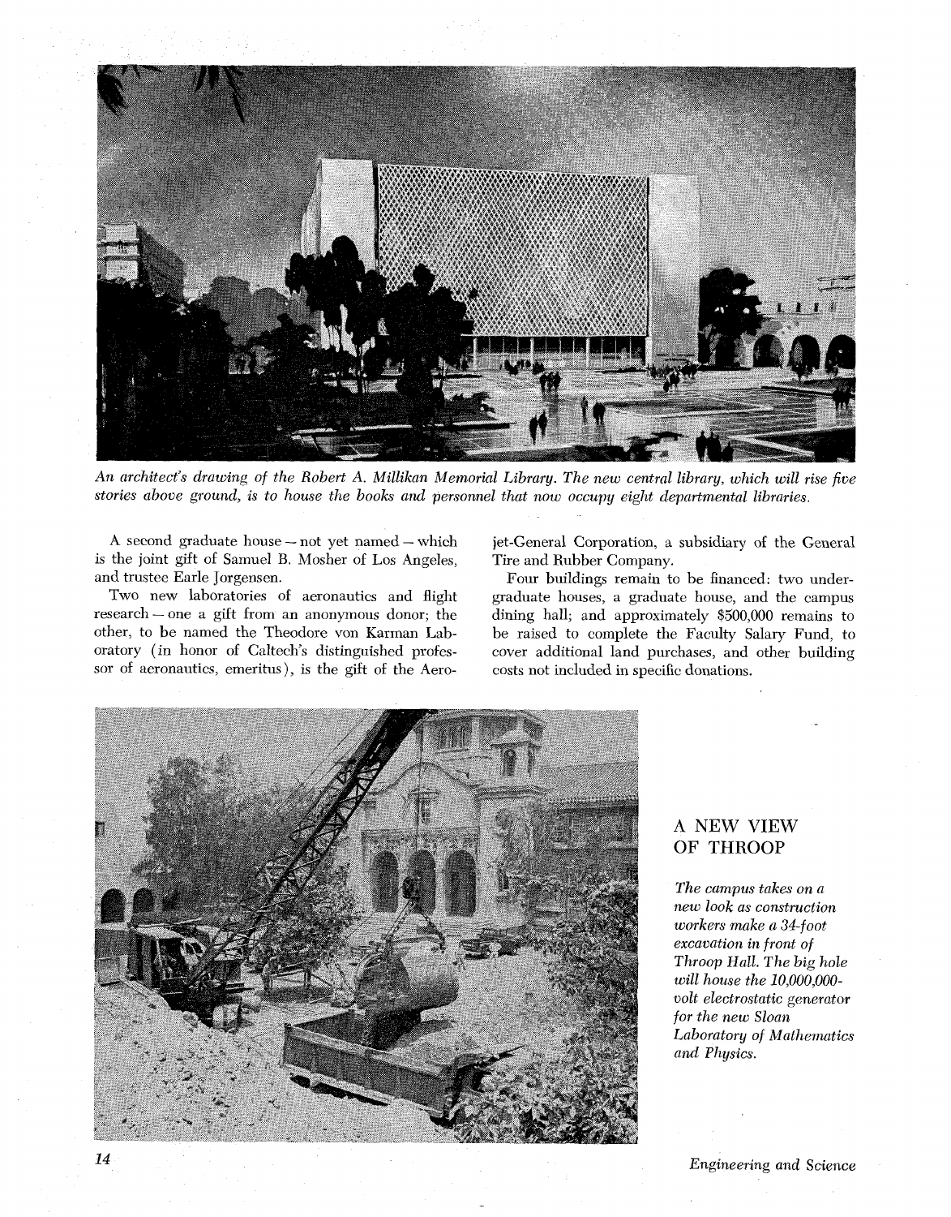*An architect's drawing of the Robert A. Millikan Memorial Library. The new central library, which will rise five stories above ground, is to house the books and personnel that now occupy eight departmental libraries.*

A second graduate house – not yet named – which is the joint gift of Samuel B. Mosher of Los Angeles, and trustee Earle Jorgensen.

Two new laboratories of aeronautics and flight research – one a gift from an anonymous donor; the other, to be named the Theodore von Karman Laboratory (in honor of Caltech's distinguished professor of aeronautics, emeritus), is the gift of the Aerojet-General Corporation, a subsidiary of the General Tire and Rubber Company.

Four buildings remain to be financed: two undergraduate houses, a graduate house, and the campus dining hall; and approximately $500,000 remains to be raised to complete the Faculty Salary Fund, to cover additional land purchases, and other building costs not included in specific donations.

## A NEW VIEW OF THROOP

*The campus takes on a new look as construction workers make a 34-foot excavation in front of Throop Hall. The big hole will house the 10,000,000-volt electrostatic generator for the new Sloan Laboratory of Mathematics and Physics.*